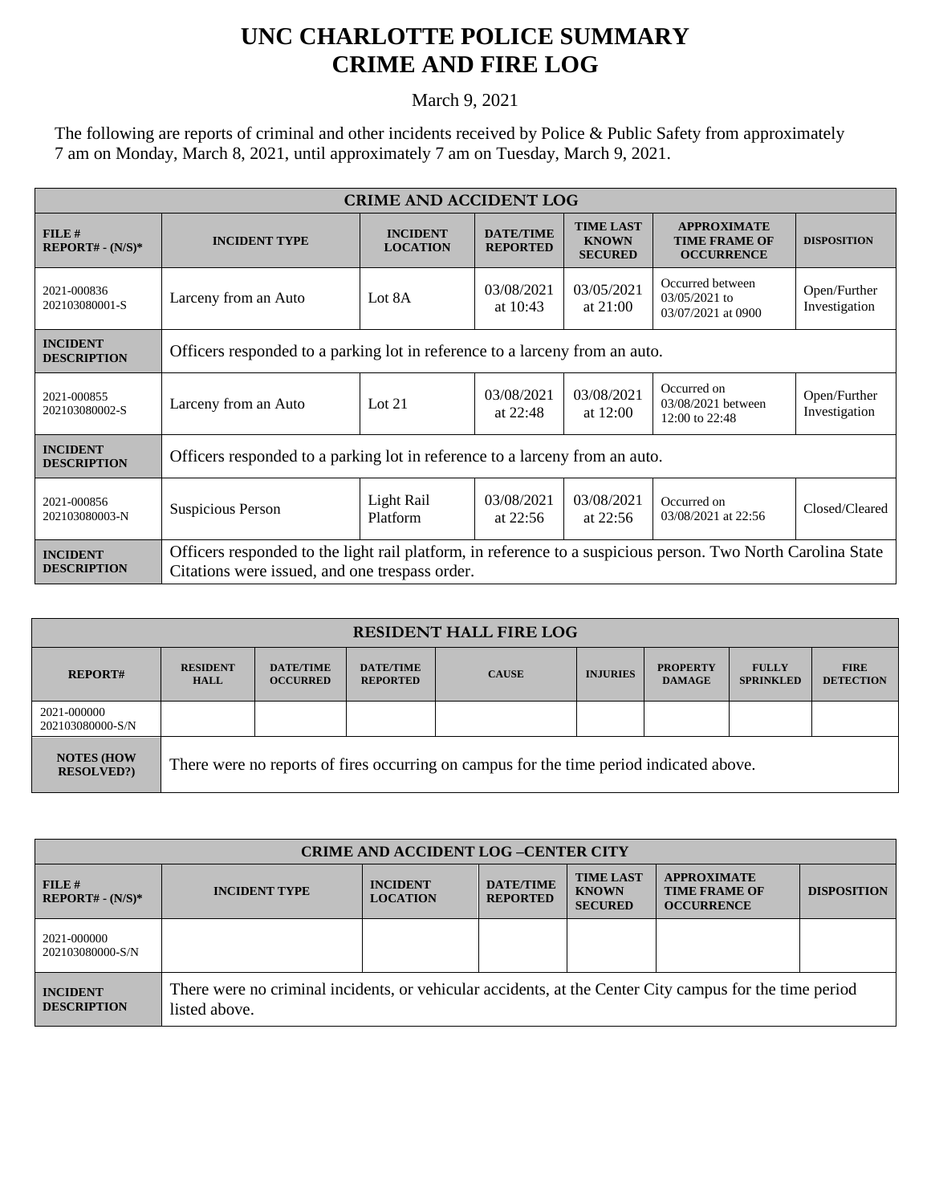# UNC CHARLOTTE POLICE SUMMARY
# CRIME AND FIRE LOG

March 9, 2021

The following are reports of criminal and other incidents received by Police & Public Safety from approximately 7 am on Monday, March 8, 2021, until approximately 7 am on Tuesday, March 9, 2021.

| CRIME AND ACCIDENT LOG | | | | | | |
|---|---|---|---|---|---|---|
| **FILE # REPORT# - (N/S)*** | **INCIDENT TYPE** | **INCIDENT LOCATION** | **DATE/TIME REPORTED** | **TIME LAST KNOWN SECURED** | **APPROXIMATE TIME FRAME OF OCCURRENCE** | **DISPOSITION** |
| 2021-000836 202103080001-S | Larceny from an Auto | Lot 8A | 03/08/2021 at 10:43 | 03/05/2021 at 21:00 | Occurred between 03/05/2021 to 03/07/2021 at 0900 | Open/Further Investigation |
| **INCIDENT DESCRIPTION** | Officers responded to a parking lot in reference to a larceny from an auto. | | | | | |
| 2021-000855 202103080002-S | Larceny from an Auto | Lot 21 | 03/08/2021 at 22:48 | 03/08/2021 at 12:00 | Occurred on 03/08/2021 between 12:00 to 22:48 | Open/Further Investigation |
| **INCIDENT DESCRIPTION** | Officers responded to a parking lot in reference to a larceny from an auto. | | | | | |
| 2021-000856 202103080003-N | Suspicious Person | Light Rail Platform | 03/08/2021 at 22:56 | 03/08/2021 at 22:56 | Occurred on 03/08/2021 at 22:56 | Closed/Cleared |
| **INCIDENT DESCRIPTION** | Officers responded to the light rail platform, in reference to a suspicious person. Two North Carolina State Citations were issued, and one trespass order. | | | | | |

| RESIDENT HALL FIRE LOG | | | | | | | | |
|---|---|---|---|---|---|---|---|---|
| **REPORT#** | **RESIDENT HALL** | **DATE/TIME OCCURRED** | **DATE/TIME REPORTED** | **CAUSE** | **INJURIES** | **PROPERTY DAMAGE** | **FULLY SPRINKLED** | **FIRE DETECTION** |
| 2021-000000 202103080000-S/N | | | | | | | | |
| **NOTES (HOW RESOLVED?)** | There were no reports of fires occurring on campus for the time period indicated above. | | | | | | | |

| CRIME AND ACCIDENT LOG –CENTER CITY | | | | | | |
|---|---|---|---|---|---|---|
| **FILE # REPORT# - (N/S)*** | **INCIDENT TYPE** | **INCIDENT LOCATION** | **DATE/TIME REPORTED** | **TIME LAST KNOWN SECURED** | **APPROXIMATE TIME FRAME OF OCCURRENCE** | **DISPOSITION** |
| 2021-000000 202103080000-S/N | | | | | | |
| **INCIDENT DESCRIPTION** | There were no criminal incidents, or vehicular accidents, at the Center City campus for the time period listed above. | | | | | |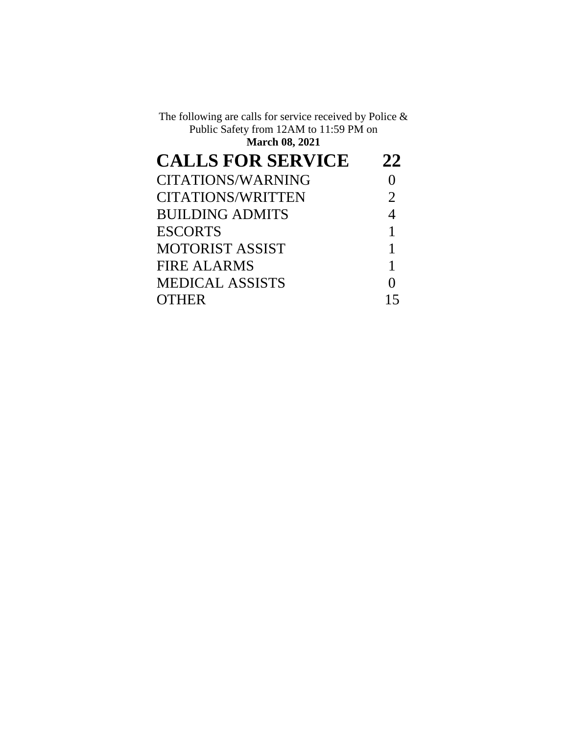The following are calls for service received by Police & Public Safety from 12AM to 11:59 PM on

**March 08, 2021**

| | |
|---|---|
| **CALLS FOR SERVICE** | **22** |
| CITATIONS/WARNING | 0 |
| CITATIONS/WRITTEN | 2 |
| BUILDING ADMITS | 4 |
| ESCORTS | 1 |
| MOTORIST ASSIST | 1 |
| FIRE ALARMS | 1 |
| MEDICAL ASSISTS | 0 |
| OTHER | 15 |